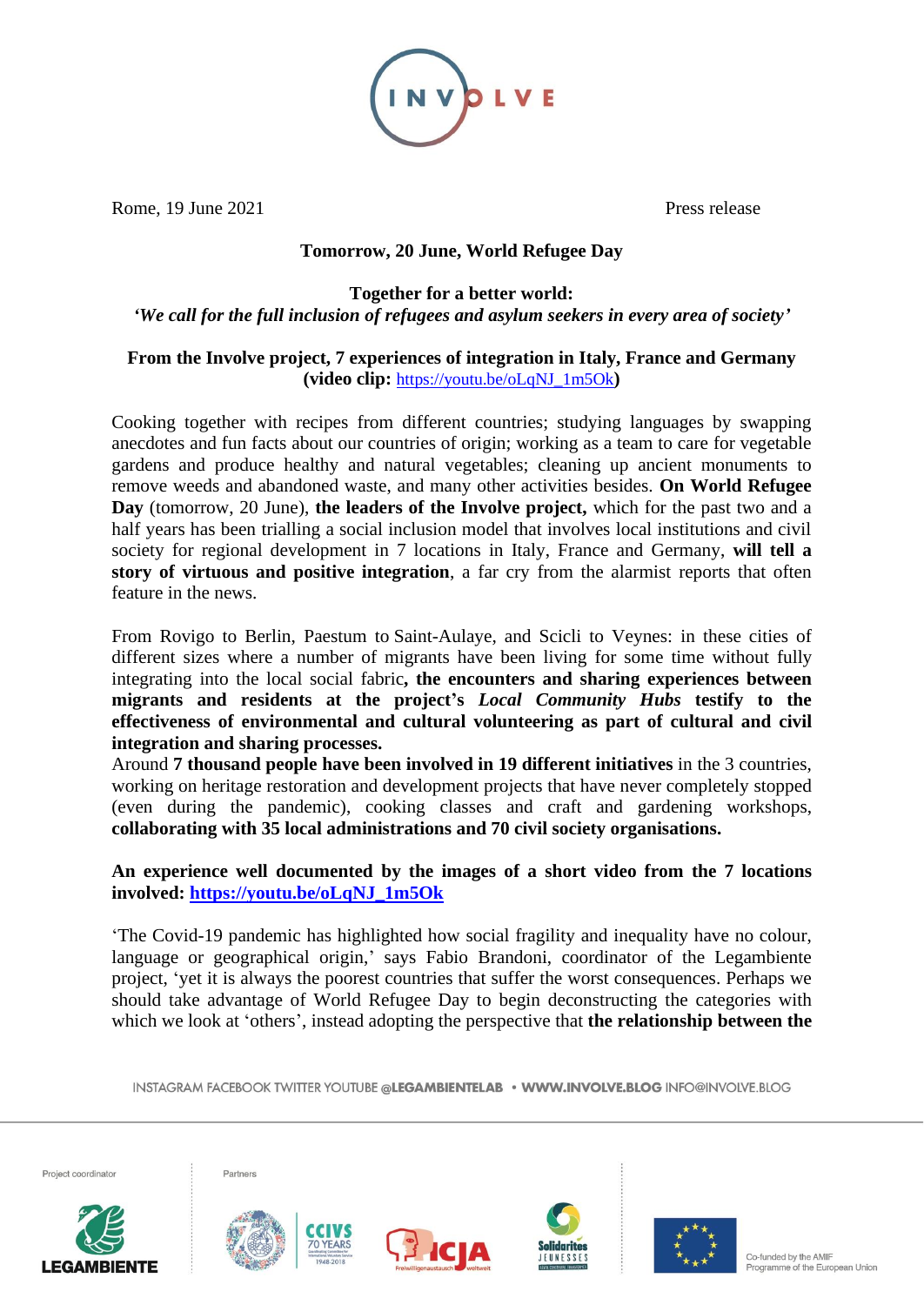Rome, 19 June 2021 Press release

**Tomorrow, 20 June, World Refugee Day**

**Together for a better world:**
***'We call for the full inclusion of refugees and asylum seekers in every area of society'***

**From the Involve project, 7 experiences of integration in Italy, France and Germany (video clip: https://youtu.be/oLqNJ_1m5Ok)**

Cooking together with recipes from different countries; studying languages by swapping anecdotes and fun facts about our countries of origin; working as a team to care for vegetable gardens and produce healthy and natural vegetables; cleaning up ancient monuments to remove weeds and abandoned waste, and many other activities besides. **On World Refugee Day** (tomorrow, 20 June), **the leaders of the Involve project,** which for the past two and a half years has been trialling a social inclusion model that involves local institutions and civil society for regional development in 7 locations in Italy, France and Germany, **will tell a story of virtuous and positive integration**, a far cry from the alarmist reports that often feature in the news.

From Rovigo to Berlin, Paestum to Saint-Aulaye, and Scicli to Veynes: in these cities of different sizes where a number of migrants have been living for some time without fully integrating into the local social fabric**, the encounters and sharing experiences between migrants and residents at the project's *Local Community Hubs* testify to the effectiveness of environmental and cultural volunteering as part of cultural and civil integration and sharing processes.**
Around **7 thousand people have been involved in 19 different initiatives** in the 3 countries, working on heritage restoration and development projects that have never completely stopped (even during the pandemic), cooking classes and craft and gardening workshops, **collaborating with 35 local administrations and 70 civil society organisations.**

**An experience well documented by the images of a short video from the 7 locations involved: https://youtu.be/oLqNJ_1m5Ok**

'The Covid-19 pandemic has highlighted how social fragility and inequality have no colour, language or geographical origin,' says Fabio Brandoni, coordinator of the Legambiente project, 'yet it is always the poorest countries that suffer the worst consequences. Perhaps we should take advantage of World Refugee Day to begin deconstructing the categories with which we look at 'others', instead adopting the perspective that **the relationship between the**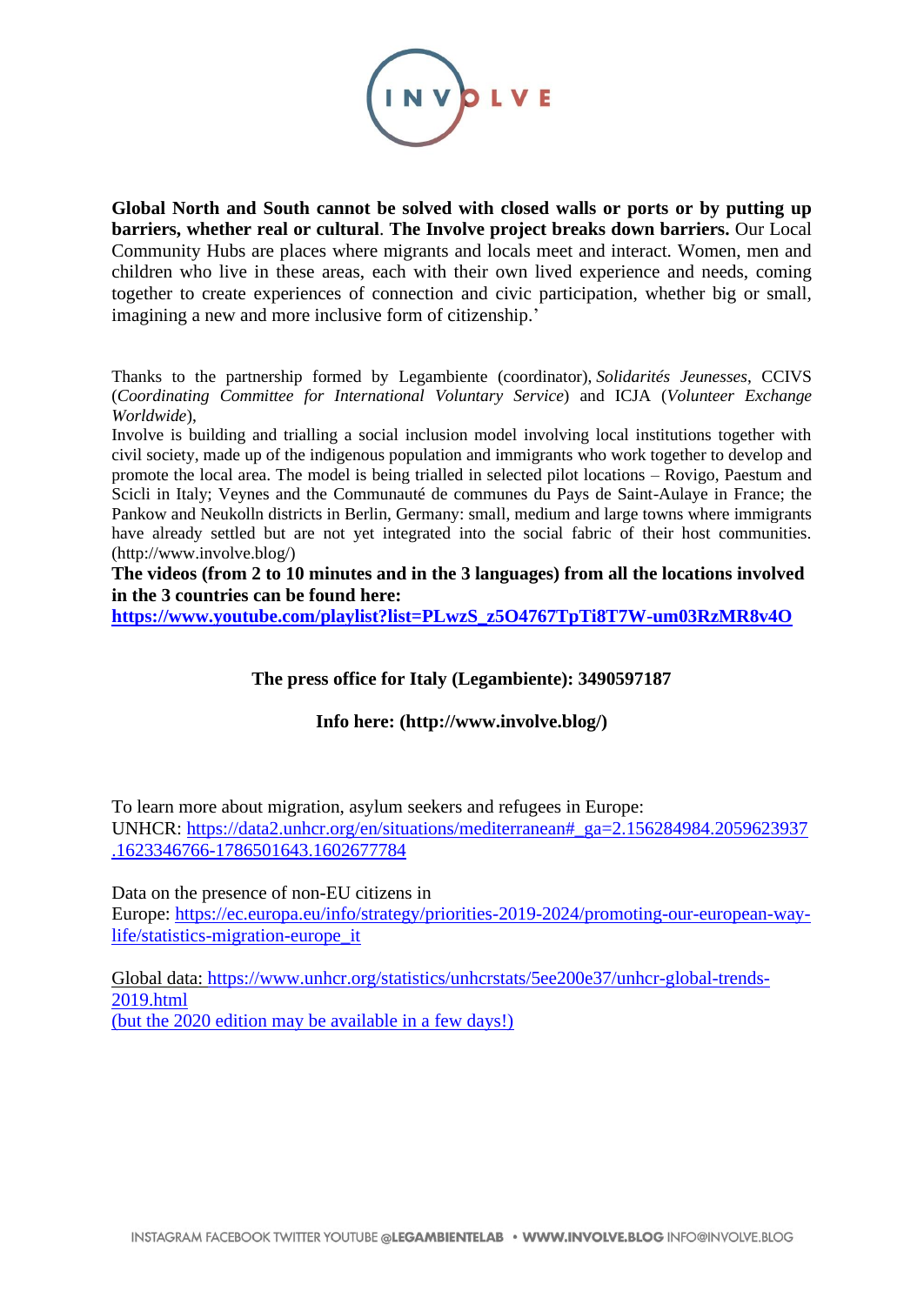**Global North and South cannot be solved with closed walls or ports or by putting up barriers, whether real or cultural**. **The Involve project breaks down barriers.** Our Local Community Hubs are places where migrants and locals meet and interact. Women, men and children who live in these areas, each with their own lived experience and needs, coming together to create experiences of connection and civic participation, whether big or small, imagining a new and more inclusive form of citizenship.'

Thanks to the partnership formed by Legambiente (coordinator), *Solidarités Jeunesses*, CCIVS (*Coordinating Committee for International Voluntary Service*) and ICJA (*Volunteer Exchange Worldwide*),
Involve is building and trialling a social inclusion model involving local institutions together with civil society, made up of the indigenous population and immigrants who work together to develop and promote the local area. The model is being trialled in selected pilot locations – Rovigo, Paestum and Scicli in Italy; Veynes and the Communauté de communes du Pays de Saint-Aulaye in France; the Pankow and Neukolln districts in Berlin, Germany: small, medium and large towns where immigrants have already settled but are not yet integrated into the social fabric of their host communities. (http://www.involve.blog/)

**The videos (from 2 to 10 minutes and in the 3 languages) from all the locations involved in the 3 countries can be found here:**
**https://www.youtube.com/playlist?list=PLwzS_z5O4767TpTi8T7W-um03RzMR8v4O**

**The press office for Italy (Legambiente): 3490597187**

**Info here: (http://www.involve.blog/)**

To learn more about migration, asylum seekers and refugees in Europe:
UNHCR: https://data2.unhcr.org/en/situations/mediterranean#_ga=2.156284984.2059623937.1623346766-1786501643.1602677784

Data on the presence of non-EU citizens in Europe: https://ec.europa.eu/info/strategy/priorities-2019-2024/promoting-our-european-way-life/statistics-migration-europe_it

Global data: https://www.unhcr.org/statistics/unhcrstats/5ee200e37/unhcr-global-trends-2019.html
(but the 2020 edition may be available in a few days!)